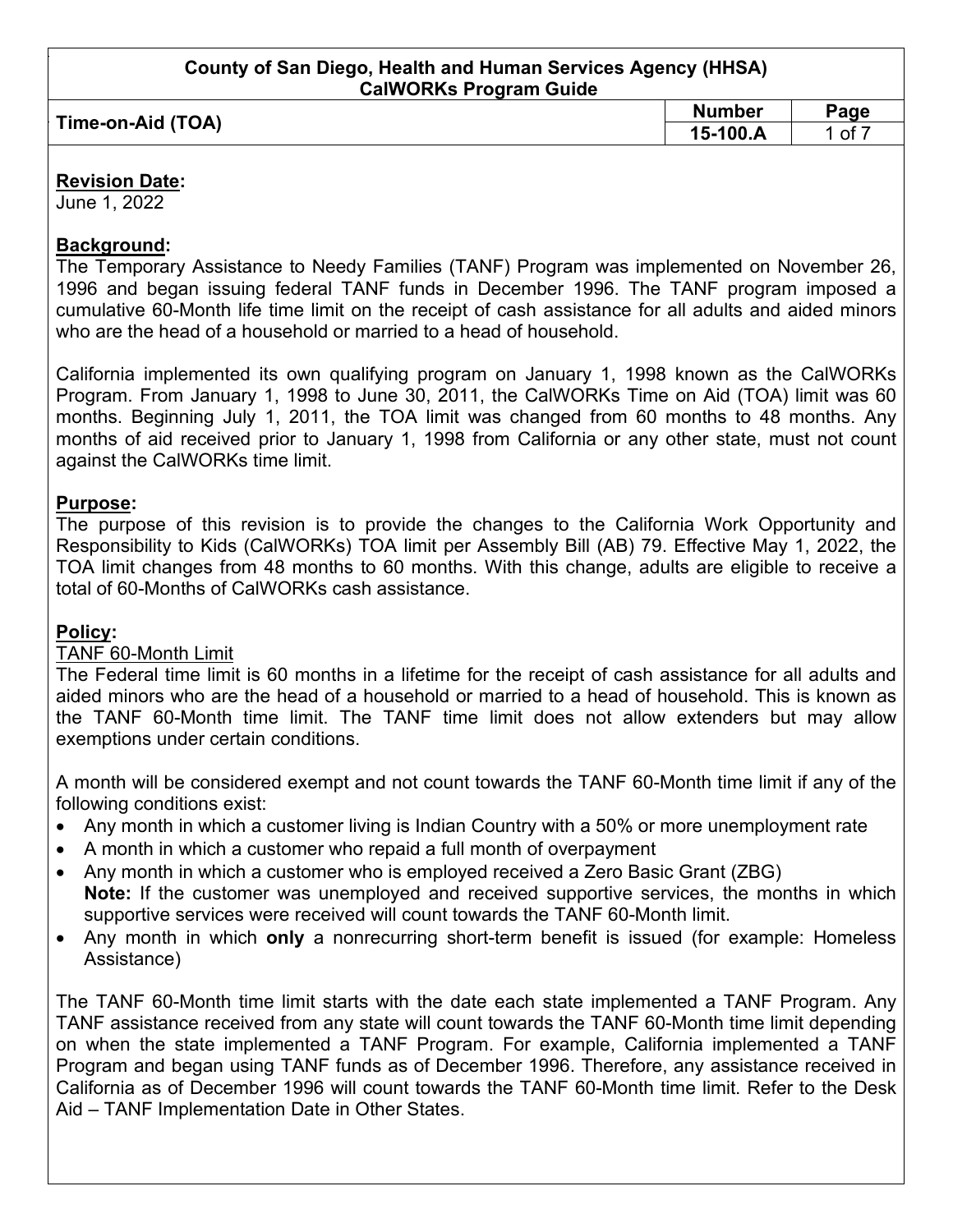**County of San Diego, Health and Human Services Agency (HHSA)**
**CalWORKs Program Guide**

| Time-on-Aid (TOA) | Number | Page |
|---|---|---|
| | 15-100.A | 1 of 7 |

## Revision Date:

June 1, 2022

## Background:

The Temporary Assistance to Needy Families (TANF) Program was implemented on November 26, 1996 and began issuing federal TANF funds in December 1996. The TANF program imposed a cumulative 60-Month life time limit on the receipt of cash assistance for all adults and aided minors who are the head of a household or married to a head of household.

California implemented its own qualifying program on January 1, 1998 known as the CalWORKs Program. From January 1, 1998 to June 30, 2011, the CalWORKs Time on Aid (TOA) limit was 60 months. Beginning July 1, 2011, the TOA limit was changed from 60 months to 48 months. Any months of aid received prior to January 1, 1998 from California or any other state, must not count against the CalWORKs time limit.

## Purpose:

The purpose of this revision is to provide the changes to the California Work Opportunity and Responsibility to Kids (CalWORKs) TOA limit per Assembly Bill (AB) 79. Effective May 1, 2022, the TOA limit changes from 48 months to 60 months. With this change, adults are eligible to receive a total of 60-Months of CalWORKs cash assistance.

## Policy:

### TANF 60-Month Limit

The Federal time limit is 60 months in a lifetime for the receipt of cash assistance for all adults and aided minors who are the head of a household or married to a head of household. This is known as the TANF 60-Month time limit. The TANF time limit does not allow extenders but may allow exemptions under certain conditions.

A month will be considered exempt and not count towards the TANF 60-Month time limit if any of the following conditions exist:

- Any month in which a customer living is Indian Country with a 50% or more unemployment rate
- A month in which a customer who repaid a full month of overpayment
- Any month in which a customer who is employed received a Zero Basic Grant (ZBG)
  **Note:** If the customer was unemployed and received supportive services, the months in which supportive services were received will count towards the TANF 60-Month limit.
- Any month in which **only** a nonrecurring short-term benefit is issued (for example: Homeless Assistance)

The TANF 60-Month time limit starts with the date each state implemented a TANF Program. Any TANF assistance received from any state will count towards the TANF 60-Month time limit depending on when the state implemented a TANF Program. For example, California implemented a TANF Program and began using TANF funds as of December 1996. Therefore, any assistance received in California as of December 1996 will count towards the TANF 60-Month time limit. Refer to the Desk Aid – TANF Implementation Date in Other States.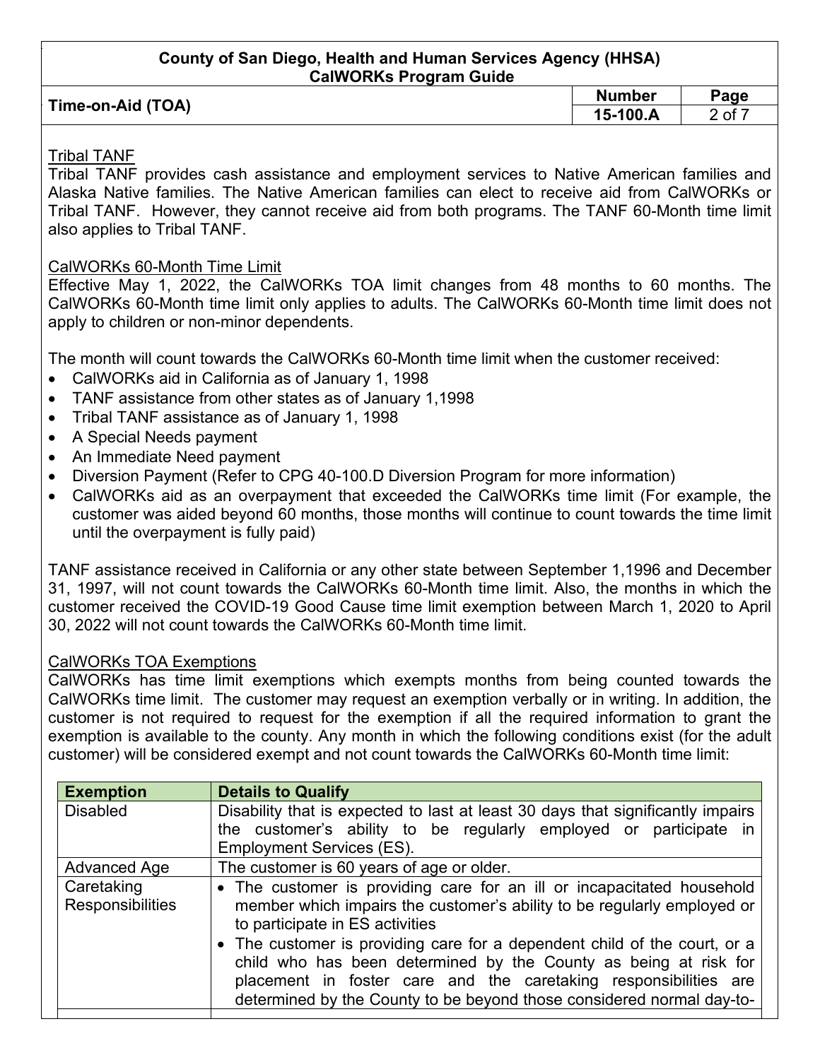Tribal TANF

Tribal TANF provides cash assistance and employment services to Native American families and Alaska Native families. The Native American families can elect to receive aid from CalWORKs or Tribal TANF. However, they cannot receive aid from both programs. The TANF 60-Month time limit also applies to Tribal TANF.

CalWORKs 60-Month Time Limit

Effective May 1, 2022, the CalWORKs TOA limit changes from 48 months to 60 months. The CalWORKs 60-Month time limit only applies to adults. The CalWORKs 60-Month time limit does not apply to children or non-minor dependents.

The month will count towards the CalWORKs 60-Month time limit when the customer received:

- CalWORKs aid in California as of January 1, 1998
- TANF assistance from other states as of January 1,1998
- Tribal TANF assistance as of January 1, 1998
- A Special Needs payment
- An Immediate Need payment
- Diversion Payment (Refer to CPG 40-100.D Diversion Program for more information)
- CalWORKs aid as an overpayment that exceeded the CalWORKs time limit (For example, the customer was aided beyond 60 months, those months will continue to count towards the time limit until the overpayment is fully paid)

TANF assistance received in California or any other state between September 1,1996 and December 31, 1997, will not count towards the CalWORKs 60-Month time limit. Also, the months in which the customer received the COVID-19 Good Cause time limit exemption between March 1, 2020 to April 30, 2022 will not count towards the CalWORKs 60-Month time limit.

CalWORKs TOA Exemptions

CalWORKs has time limit exemptions which exempts months from being counted towards the CalWORKs time limit. The customer may request an exemption verbally or in writing. In addition, the customer is not required to request for the exemption if all the required information to grant the exemption is available to the county. Any month in which the following conditions exist (for the adult customer) will be considered exempt and not count towards the CalWORKs 60-Month time limit:

| Exemption | Details to Qualify |
|---|---|
| Disabled | Disability that is expected to last at least 30 days that significantly impairs the customer's ability to be regularly employed or participate in Employment Services (ES). |
| Advanced Age | The customer is 60 years of age or older. |
| Caretaking Responsibilities | • The customer is providing care for an ill or incapacitated household member which impairs the customer's ability to be regularly employed or to participate in ES activities<br>• The customer is providing care for a dependent child of the court, or a child who has been determined by the County as being at risk for placement in foster care and the caretaking responsibilities are determined by the County to be beyond those considered normal day-to- |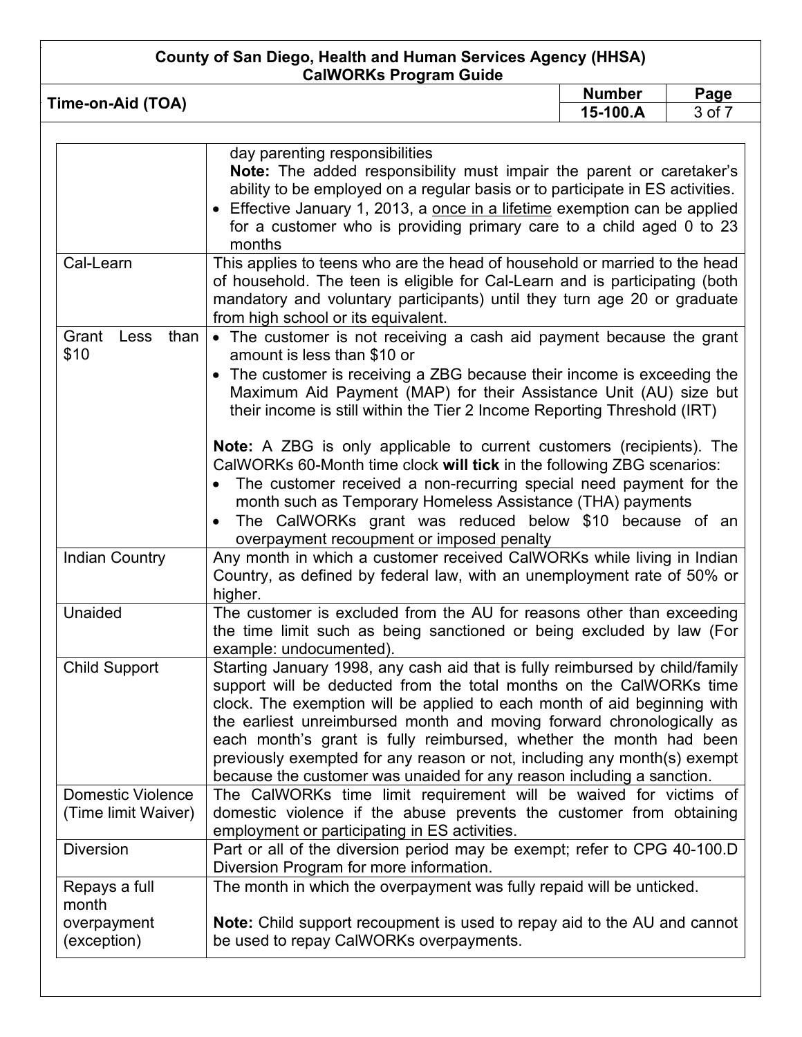| | |
|---|---|
| | day parenting responsibilities<br>**Note:** The added responsibility must impair the parent or caretaker's ability to be employed on a regular basis or to participate in ES activities.<br>• Effective January 1, 2013, a once in a lifetime exemption can be applied for a customer who is providing primary care to a child aged 0 to 23 months |
| Cal-Learn | This applies to teens who are the head of household or married to the head of household. The teen is eligible for Cal-Learn and is participating (both mandatory and voluntary participants) until they turn age 20 or graduate from high school or its equivalent. |
| Grant Less than $10 | • The customer is not receiving a cash aid payment because the grant amount is less than $10 or<br>• The customer is receiving a ZBG because their income is exceeding the Maximum Aid Payment (MAP) for their Assistance Unit (AU) size but their income is still within the Tier 2 Income Reporting Threshold (IRT)<br><br>**Note:** A ZBG is only applicable to current customers (recipients). The CalWORKs 60-Month time clock **will tick** in the following ZBG scenarios:<br>• The customer received a non-recurring special need payment for the month such as Temporary Homeless Assistance (THA) payments<br>• The CalWORKs grant was reduced below $10 because of an overpayment recoupment or imposed penalty |
| Indian Country | Any month in which a customer received CalWORKs while living in Indian Country, as defined by federal law, with an unemployment rate of 50% or higher. |
| Unaided | The customer is excluded from the AU for reasons other than exceeding the time limit such as being sanctioned or being excluded by law (For example: undocumented). |
| Child Support | Starting January 1998, any cash aid that is fully reimbursed by child/family support will be deducted from the total months on the CalWORKs time clock. The exemption will be applied to each month of aid beginning with the earliest unreimbursed month and moving forward chronologically as each month's grant is fully reimbursed, whether the month had been previously exempted for any reason or not, including any month(s) exempt because the customer was unaided for any reason including a sanction. |
| Domestic Violence (Time limit Waiver) | The CalWORKs time limit requirement will be waived for victims of domestic violence if the abuse prevents the customer from obtaining employment or participating in ES activities. |
| Diversion | Part or all of the diversion period may be exempt; refer to CPG 40-100.D Diversion Program for more information. |
| Repays a full month overpayment (exception) | The month in which the overpayment was fully repaid will be unticked.<br><br>**Note:** Child support recoupment is used to repay aid to the AU and cannot be used to repay CalWORKs overpayments. |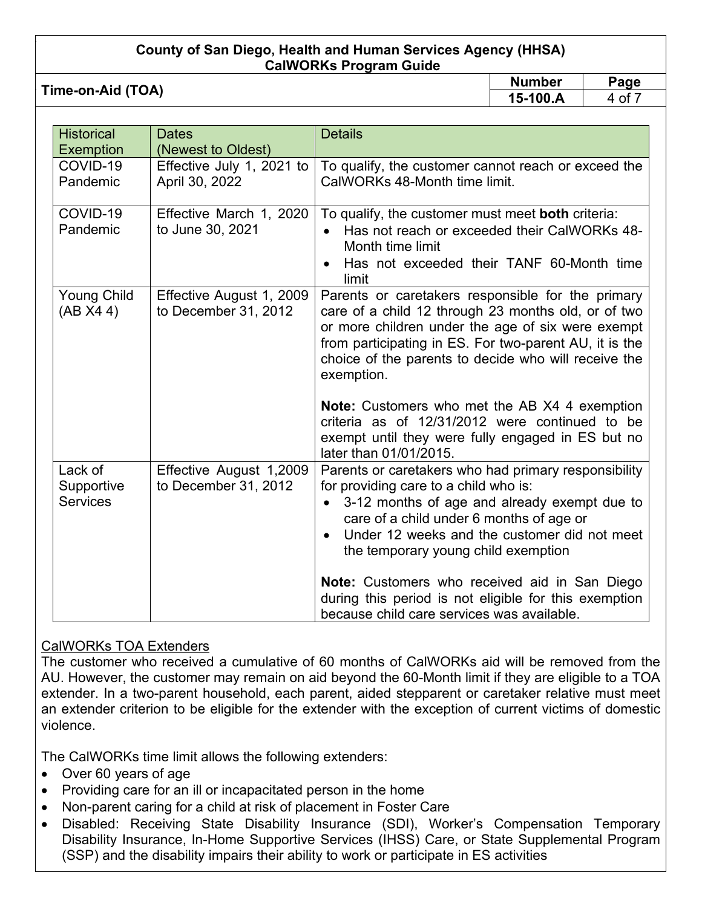| Historical Exemption | Dates (Newest to Oldest) | Details |
|---|---|---|
| COVID-19 Pandemic | Effective July 1, 2021 to April 30, 2022 | To qualify, the customer cannot reach or exceed the CalWORKs 48-Month time limit. |
| COVID-19 Pandemic | Effective March 1, 2020 to June 30, 2021 | To qualify, the customer must meet **both** criteria:<br>• Has not reach or exceeded their CalWORKs 48-Month time limit<br>• Has not exceeded their TANF 60-Month time limit |
| Young Child (AB X4 4) | Effective August 1, 2009 to December 31, 2012 | Parents or caretakers responsible for the primary care of a child 12 through 23 months old, or of two or more children under the age of six were exempt from participating in ES. For two-parent AU, it is the choice of the parents to decide who will receive the exemption.<br><br>**Note:** Customers who met the AB X4 4 exemption criteria as of 12/31/2012 were continued to be exempt until they were fully engaged in ES but no later than 01/01/2015. |
| Lack of Supportive Services | Effective August 1,2009 to December 31, 2012 | Parents or caretakers who had primary responsibility for providing care to a child who is:<br>• 3-12 months of age and already exempt due to care of a child under 6 months of age or<br>• Under 12 weeks and the customer did not meet the temporary young child exemption<br><br>**Note:** Customers who received aid in San Diego during this period is not eligible for this exemption because child care services was available. |

<u>CalWORKs TOA Extenders</u>

The customer who received a cumulative of 60 months of CalWORKs aid will be removed from the AU. However, the customer may remain on aid beyond the 60-Month limit if they are eligible to a TOA extender. In a two-parent household, each parent, aided stepparent or caretaker relative must meet an extender criterion to be eligible for the extender with the exception of current victims of domestic violence.

The CalWORKs time limit allows the following extenders:

- Over 60 years of age
- Providing care for an ill or incapacitated person in the home
- Non-parent caring for a child at risk of placement in Foster Care
- Disabled: Receiving State Disability Insurance (SDI), Worker's Compensation Temporary Disability Insurance, In-Home Supportive Services (IHSS) Care, or State Supplemental Program (SSP) and the disability impairs their ability to work or participate in ES activities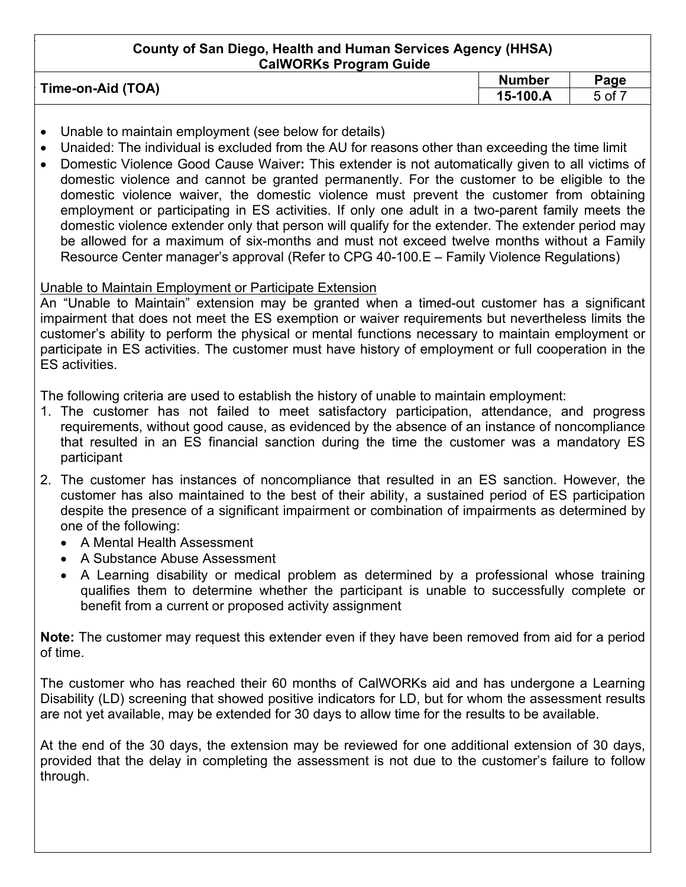- Unable to maintain employment (see below for details)
- Unaided: The individual is excluded from the AU for reasons other than exceeding the time limit
- Domestic Violence Good Cause Waiver**:** This extender is not automatically given to all victims of domestic violence and cannot be granted permanently. For the customer to be eligible to the domestic violence waiver, the domestic violence must prevent the customer from obtaining employment or participating in ES activities. If only one adult in a two-parent family meets the domestic violence extender only that person will qualify for the extender. The extender period may be allowed for a maximum of six-months and must not exceed twelve months without a Family Resource Center manager's approval (Refer to CPG 40-100.E – Family Violence Regulations)

<u>Unable to Maintain Employment or Participate Extension</u>

An "Unable to Maintain" extension may be granted when a timed-out customer has a significant impairment that does not meet the ES exemption or waiver requirements but nevertheless limits the customer's ability to perform the physical or mental functions necessary to maintain employment or participate in ES activities. The customer must have history of employment or full cooperation in the ES activities.

The following criteria are used to establish the history of unable to maintain employment:

1. The customer has not failed to meet satisfactory participation, attendance, and progress requirements, without good cause, as evidenced by the absence of an instance of noncompliance that resulted in an ES financial sanction during the time the customer was a mandatory ES participant
2. The customer has instances of noncompliance that resulted in an ES sanction. However, the customer has also maintained to the best of their ability, a sustained period of ES participation despite the presence of a significant impairment or combination of impairments as determined by one of the following:
   - A Mental Health Assessment
   - A Substance Abuse Assessment
   - A Learning disability or medical problem as determined by a professional whose training qualifies them to determine whether the participant is unable to successfully complete or benefit from a current or proposed activity assignment

**Note:** The customer may request this extender even if they have been removed from aid for a period of time.

The customer who has reached their 60 months of CalWORKs aid and has undergone a Learning Disability (LD) screening that showed positive indicators for LD, but for whom the assessment results are not yet available, may be extended for 30 days to allow time for the results to be available.

At the end of the 30 days, the extension may be reviewed for one additional extension of 30 days, provided that the delay in completing the assessment is not due to the customer's failure to follow through.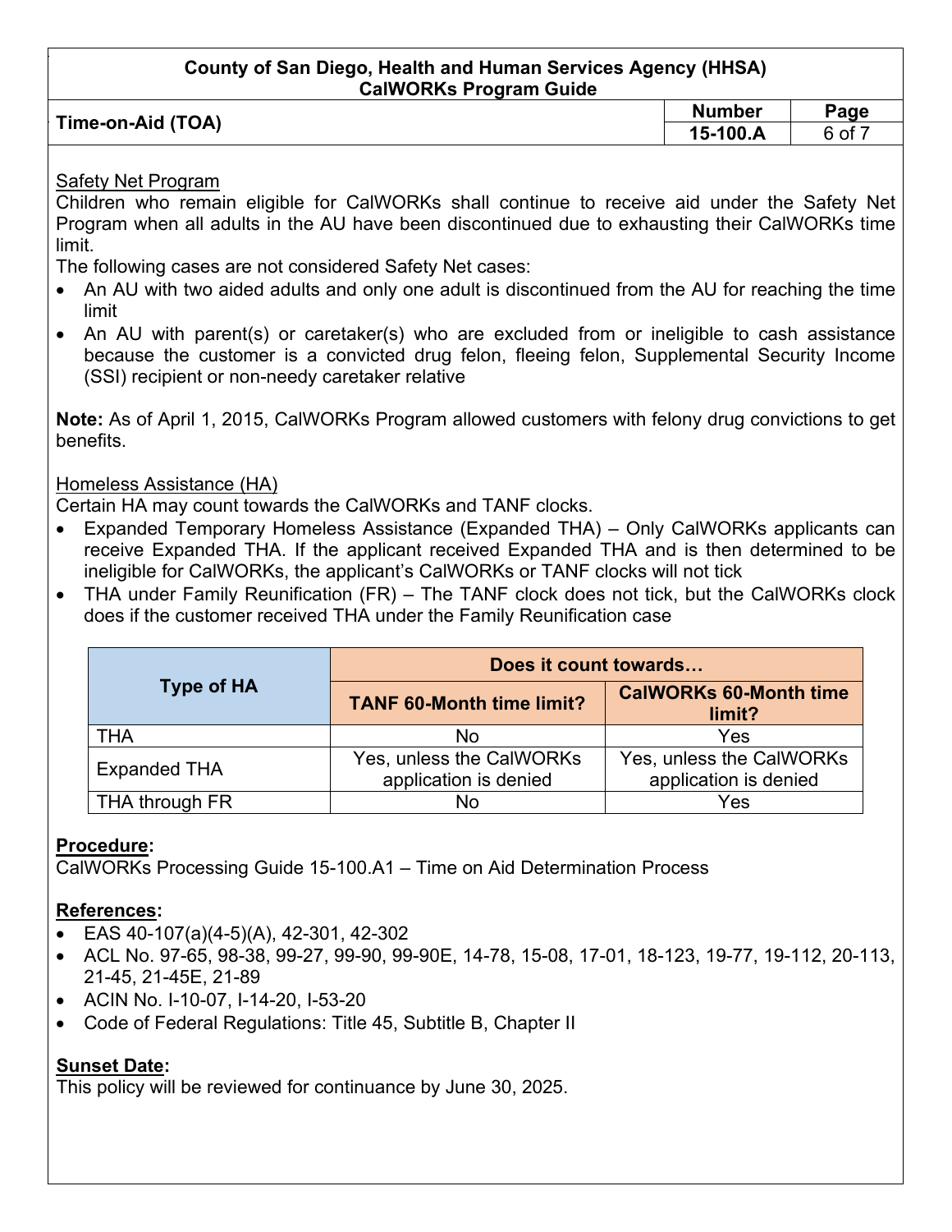## Safety Net Program

Children who remain eligible for CalWORKs shall continue to receive aid under the Safety Net Program when all adults in the AU have been discontinued due to exhausting their CalWORKs time limit.

The following cases are not considered Safety Net cases:

- An AU with two aided adults and only one adult is discontinued from the AU for reaching the time limit
- An AU with parent(s) or caretaker(s) who are excluded from or ineligible to cash assistance because the customer is a convicted drug felon, fleeing felon, Supplemental Security Income (SSI) recipient or non-needy caretaker relative

**Note:** As of April 1, 2015, CalWORKs Program allowed customers with felony drug convictions to get benefits.

## Homeless Assistance (HA)

Certain HA may count towards the CalWORKs and TANF clocks.

- Expanded Temporary Homeless Assistance (Expanded THA) – Only CalWORKs applicants can receive Expanded THA. If the applicant received Expanded THA and is then determined to be ineligible for CalWORKs, the applicant's CalWORKs or TANF clocks will not tick
- THA under Family Reunification (FR) – The TANF clock does not tick, but the CalWORKs clock does if the customer received THA under the Family Reunification case

| Type of HA | Does it count towards… | |
|---|---|---|
| | **TANF 60-Month time limit?** | **CalWORKs 60-Month time limit?** |
| THA | No | Yes |
| Expanded THA | Yes, unless the CalWORKs application is denied | Yes, unless the CalWORKs application is denied |
| THA through FR | No | Yes |

## **Procedure:**

CalWORKs Processing Guide 15-100.A1 – Time on Aid Determination Process

## **References:**

- EAS 40-107(a)(4-5)(A), 42-301, 42-302
- ACL No. 97-65, 98-38, 99-27, 99-90, 99-90E, 14-78, 15-08, 17-01, 18-123, 19-77, 19-112, 20-113, 21-45, 21-45E, 21-89
- ACIN No. I-10-07, I-14-20, I-53-20
- Code of Federal Regulations: Title 45, Subtitle B, Chapter II

## **Sunset Date:**

This policy will be reviewed for continuance by June 30, 2025.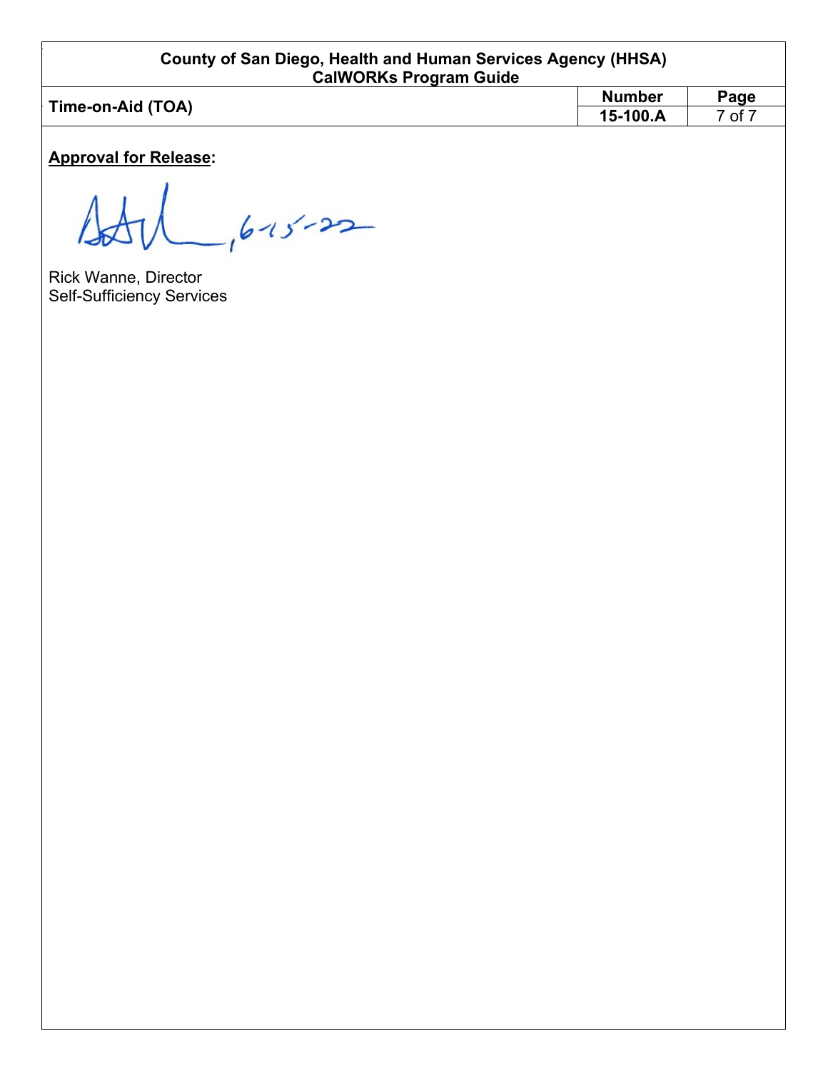**Approval for Release:**

, 6-15-22

Rick Wanne, Director
Self-Sufficiency Services